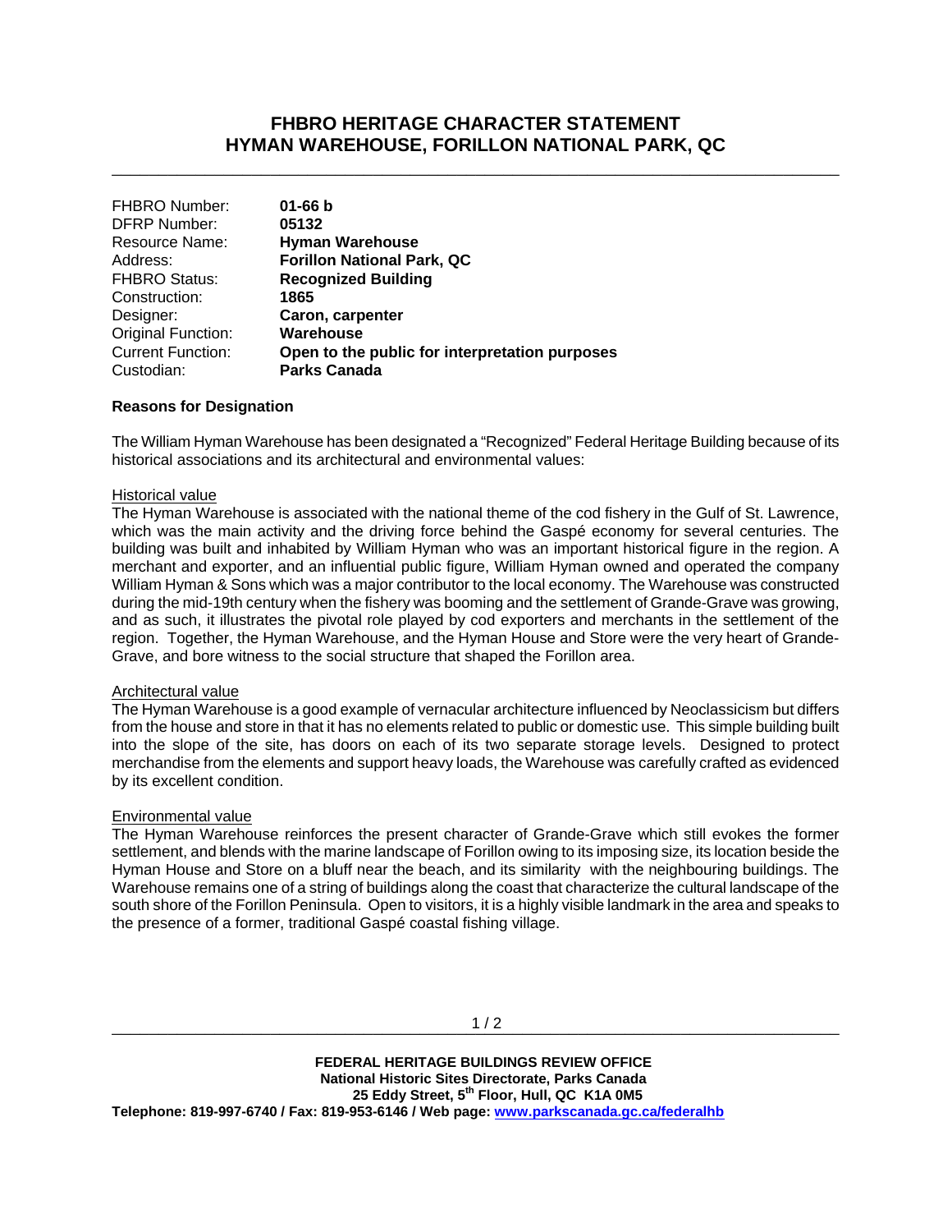# FHBRO HERITAGE CHARACTER STATEMENT
# HYMAN WAREHOUSE, FORILLON NATIONAL PARK, QC

| | |
|---|---|
| FHBRO Number: | **01-66 b** |
| DFRP Number: | **05132** |
| Resource Name: | **Hyman Warehouse** |
| Address: | **Forillon National Park, QC** |
| FHBRO Status: | **Recognized Building** |
| Construction: | **1865** |
| Designer: | **Caron, carpenter** |
| Original Function: | **Warehouse** |
| Current Function: | **Open to the public for interpretation purposes** |
| Custodian: | **Parks Canada** |

**Reasons for Designation**

The William Hyman Warehouse has been designated a "Recognized" Federal Heritage Building because of its historical associations and its architectural and environmental values:

Historical value

The Hyman Warehouse is associated with the national theme of the cod fishery in the Gulf of St. Lawrence, which was the main activity and the driving force behind the Gaspé economy for several centuries. The building was built and inhabited by William Hyman who was an important historical figure in the region. A merchant and exporter, and an influential public figure, William Hyman owned and operated the company William Hyman & Sons which was a major contributor to the local economy. The Warehouse was constructed during the mid-19th century when the fishery was booming and the settlement of Grande-Grave was growing, and as such, it illustrates the pivotal role played by cod exporters and merchants in the settlement of the region. Together, the Hyman Warehouse, and the Hyman House and Store were the very heart of Grande-Grave, and bore witness to the social structure that shaped the Forillon area.

Architectural value

The Hyman Warehouse is a good example of vernacular architecture influenced by Neoclassicism but differs from the house and store in that it has no elements related to public or domestic use. This simple building built into the slope of the site, has doors on each of its two separate storage levels. Designed to protect merchandise from the elements and support heavy loads, the Warehouse was carefully crafted as evidenced by its excellent condition.

Environmental value

The Hyman Warehouse reinforces the present character of Grande-Grave which still evokes the former settlement, and blends with the marine landscape of Forillon owing to its imposing size, its location beside the Hyman House and Store on a bluff near the beach, and its similarity with the neighbouring buildings. The Warehouse remains one of a string of buildings along the coast that characterize the cultural landscape of the south shore of the Forillon Peninsula. Open to visitors, it is a highly visible landmark in the area and speaks to the presence of a former, traditional Gaspé coastal fishing village.

**FEDERAL HERITAGE BUILDINGS REVIEW OFFICE**
**National Historic Sites Directorate, Parks Canada**
**25 Eddy Street, 5th Floor, Hull, QC K1A 0M5**
**Telephone: 819-997-6740 / Fax: 819-953-6146 / Web page: www.parkscanada.gc.ca/federalhb**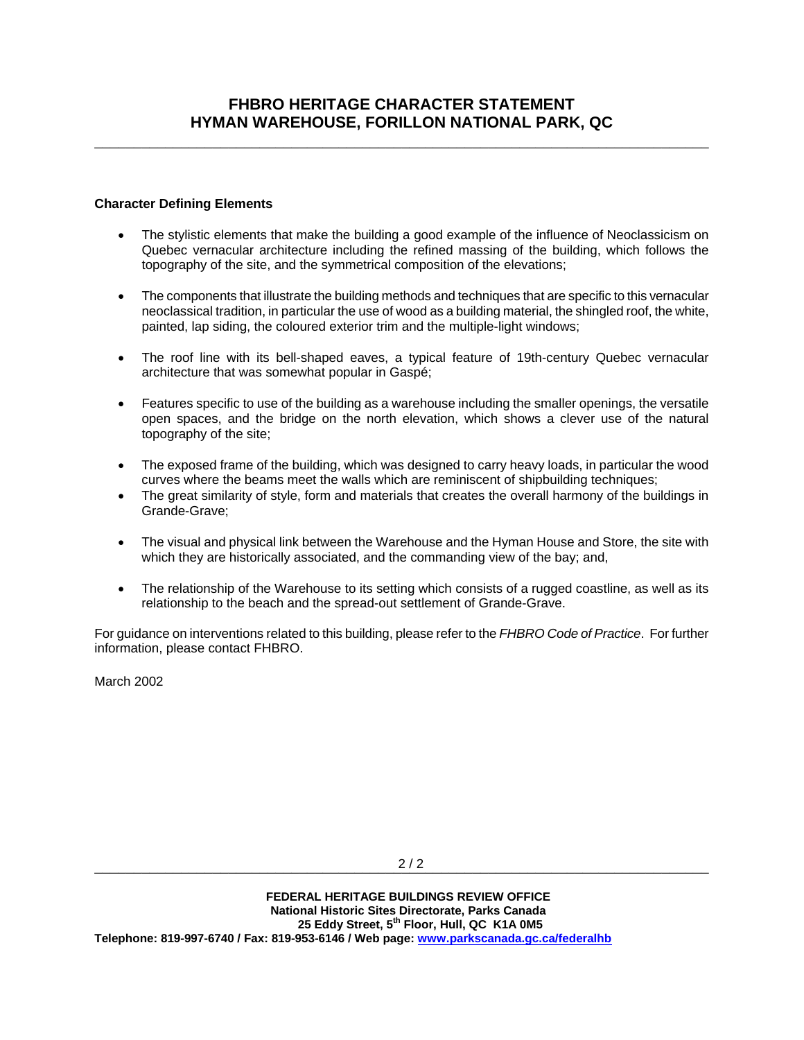## Character Defining Elements

- The stylistic elements that make the building a good example of the influence of Neoclassicism on Quebec vernacular architecture including the refined massing of the building, which follows the topography of the site, and the symmetrical composition of the elevations;
- The components that illustrate the building methods and techniques that are specific to this vernacular neoclassical tradition, in particular the use of wood as a building material, the shingled roof, the white, painted, lap siding, the coloured exterior trim and the multiple-light windows;
- The roof line with its bell-shaped eaves, a typical feature of 19th-century Quebec vernacular architecture that was somewhat popular in Gaspé;
- Features specific to use of the building as a warehouse including the smaller openings, the versatile open spaces, and the bridge on the north elevation, which shows a clever use of the natural topography of the site;
- The exposed frame of the building, which was designed to carry heavy loads, in particular the wood curves where the beams meet the walls which are reminiscent of shipbuilding techniques;
- The great similarity of style, form and materials that creates the overall harmony of the buildings in Grande-Grave;
- The visual and physical link between the Warehouse and the Hyman House and Store, the site with which they are historically associated, and the commanding view of the bay; and,
- The relationship of the Warehouse to its setting which consists of a rugged coastline, as well as its relationship to the beach and the spread-out settlement of Grande-Grave.

For guidance on interventions related to this building, please refer to the *FHBRO Code of Practice*. For further information, please contact FHBRO.

March 2002